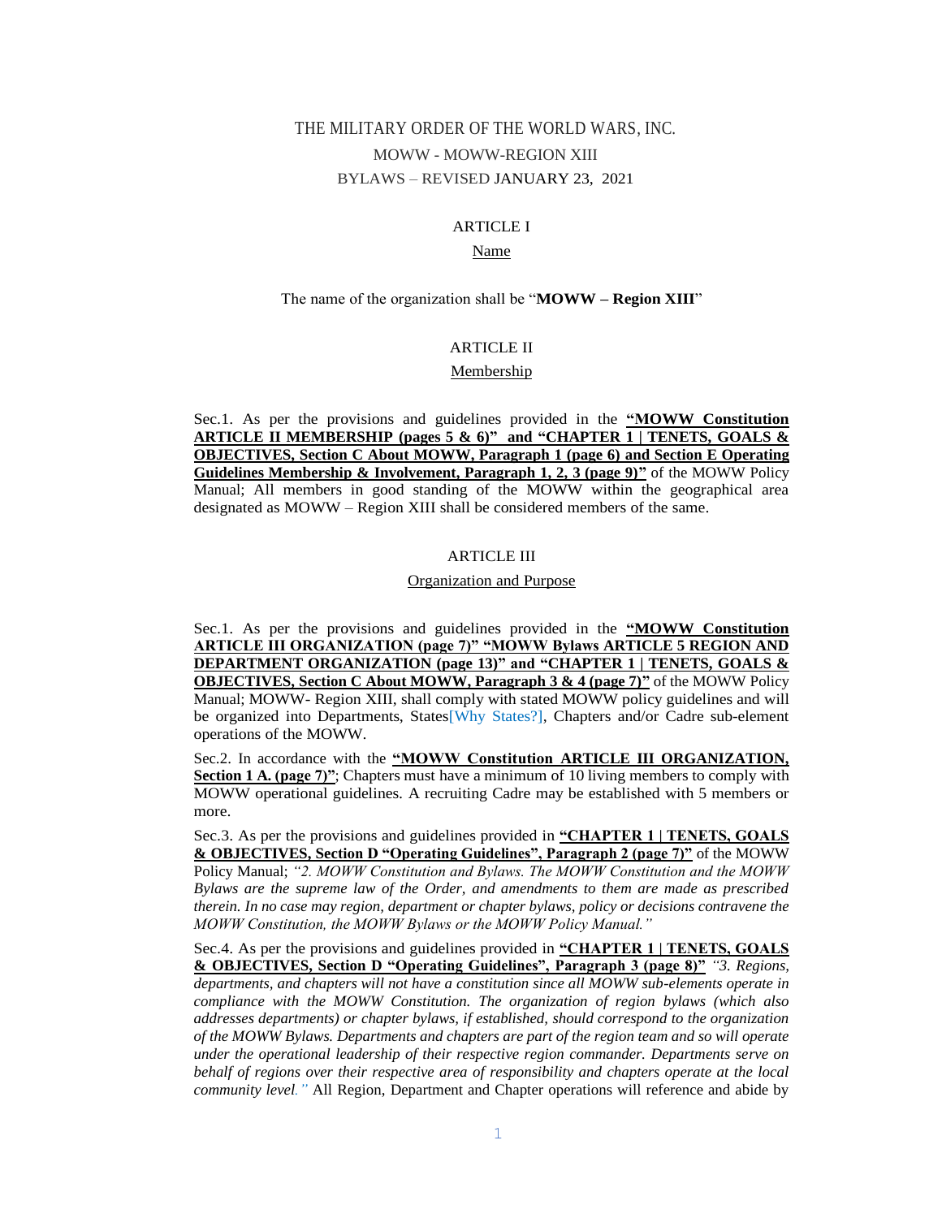# THE MILITARY ORDER OF THE WORLD WARS, INC.

MOWW - MOWW-REGION XIII

BYLAWS – REVISED JANUARY 23, 2021

## ARTICLE I

### Name

The name of the organization shall be "**MOWW – Region XIII**"

## ARTICLE II

### Membership

Sec.1. As per the provisions and guidelines provided in the **"MOWW Constitution ARTICLE II MEMBERSHIP (pages 5 & 6)" and "CHAPTER 1 | TENETS, GOALS & OBJECTIVES, Section C About MOWW, Paragraph 1 (page 6) and Section E Operating Guidelines Membership & Involvement, Paragraph 1, 2, 3 (page 9)"** of the MOWW Policy Manual; All members in good standing of the MOWW within the geographical area designated as MOWW – Region XIII shall be considered members of the same.

## ARTICLE III

### Organization and Purpose

Sec.1. As per the provisions and guidelines provided in the **"MOWW Constitution ARTICLE III ORGANIZATION (page 7)" "MOWW Bylaws ARTICLE 5 REGION AND DEPARTMENT ORGANIZATION (page 13)" and "CHAPTER 1 | TENETS, GOALS & OBJECTIVES, Section C About MOWW, Paragraph 3 & 4 (page 7)"** of the MOWW Policy Manual; MOWW- Region XIII, shall comply with stated MOWW policy guidelines and will be organized into Departments, States[Why States?], Chapters and/or Cadre sub-element operations of the MOWW.

Sec.2. In accordance with the **"MOWW Constitution ARTICLE III ORGANIZATION, Section 1 A. (page 7)"**; Chapters must have a minimum of 10 living members to comply with MOWW operational guidelines. A recruiting Cadre may be established with 5 members or more.

Sec.3. As per the provisions and guidelines provided in **"CHAPTER 1 | TENETS, GOALS & OBJECTIVES, Section D "Operating Guidelines", Paragraph 2 (page 7)"** of the MOWW Policy Manual; *"2. MOWW Constitution and Bylaws. The MOWW Constitution and the MOWW Bylaws are the supreme law of the Order, and amendments to them are made as prescribed therein. In no case may region, department or chapter bylaws, policy or decisions contravene the MOWW Constitution, the MOWW Bylaws or the MOWW Policy Manual."*

Sec.4. As per the provisions and guidelines provided in **"CHAPTER 1 | TENETS, GOALS & OBJECTIVES, Section D "Operating Guidelines", Paragraph 3 (page 8)"** *"3. Regions, departments, and chapters will not have a constitution since all MOWW sub-elements operate in compliance with the MOWW Constitution. The organization of region bylaws (which also addresses departments) or chapter bylaws, if established, should correspond to the organization of the MOWW Bylaws. Departments and chapters are part of the region team and so will operate under the operational leadership of their respective region commander. Departments serve on behalf of regions over their respective area of responsibility and chapters operate at the local community level."* All Region, Department and Chapter operations will reference and abide by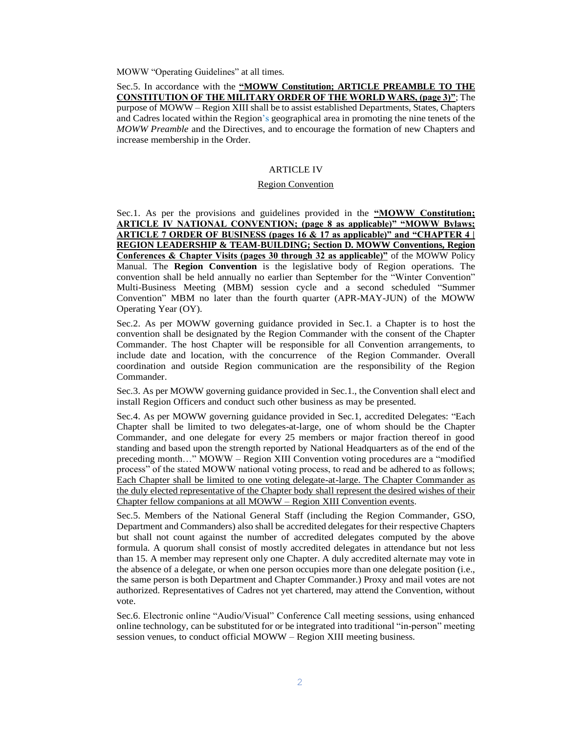MOWW "Operating Guidelines" at all times.

Sec.5. In accordance with the **"MOWW Constitution; ARTICLE PREAMBLE TO THE CONSTITUTION OF THE MILITARY ORDER OF THE WORLD WARS, (page 3)"**; The purpose of MOWW – Region XIII shall be to assist established Departments, States, Chapters and Cadres located within the Region's geographical area in promoting the nine tenets of the *MOWW Preamble* and the Directives, and to encourage the formation of new Chapters and increase membership in the Order.

## ARTICLE IV

### Region Convention

Sec.1. As per the provisions and guidelines provided in the **"MOWW Constitution; ARTICLE IV NATIONAL CONVENTION; (page 8 as applicable)" "MOWW Bylaws; ARTICLE 7 ORDER OF BUSINESS (pages 16 & 17 as applicable)" and "CHAPTER 4 | REGION LEADERSHIP & TEAM-BUILDING; Section D. MOWW Conventions, Region Conferences & Chapter Visits (pages 30 through 32 as applicable)"** of the MOWW Policy Manual. The **Region Convention** is the legislative body of Region operations. The convention shall be held annually no earlier than September for the "Winter Convention" Multi-Business Meeting (MBM) session cycle and a second scheduled "Summer Convention" MBM no later than the fourth quarter (APR-MAY-JUN) of the MOWW Operating Year (OY).

Sec.2. As per MOWW governing guidance provided in Sec.1. a Chapter is to host the convention shall be designated by the Region Commander with the consent of the Chapter Commander. The host Chapter will be responsible for all Convention arrangements, to include date and location, with the concurrence of the Region Commander. Overall coordination and outside Region communication are the responsibility of the Region Commander.

Sec.3. As per MOWW governing guidance provided in Sec.1., the Convention shall elect and install Region Officers and conduct such other business as may be presented.

Sec.4. As per MOWW governing guidance provided in Sec.1, accredited Delegates: "Each Chapter shall be limited to two delegates-at-large, one of whom should be the Chapter Commander, and one delegate for every 25 members or major fraction thereof in good standing and based upon the strength reported by National Headquarters as of the end of the preceding month…" MOWW – Region XIII Convention voting procedures are a "modified process" of the stated MOWW national voting process, to read and be adhered to as follows; Each Chapter shall be limited to one voting delegate-at-large. The Chapter Commander as the duly elected representative of the Chapter body shall represent the desired wishes of their Chapter fellow companions at all MOWW – Region XIII Convention events.

Sec.5. Members of the National General Staff (including the Region Commander, GSO, Department and Commanders) also shall be accredited delegates for their respective Chapters but shall not count against the number of accredited delegates computed by the above formula. A quorum shall consist of mostly accredited delegates in attendance but not less than 15. A member may represent only one Chapter. A duly accredited alternate may vote in the absence of a delegate, or when one person occupies more than one delegate position (i.e., the same person is both Department and Chapter Commander.) Proxy and mail votes are not authorized. Representatives of Cadres not yet chartered, may attend the Convention, without vote.

Sec.6. Electronic online "Audio/Visual" Conference Call meeting sessions, using enhanced online technology, can be substituted for or be integrated into traditional "in-person" meeting session venues, to conduct official MOWW – Region XIII meeting business.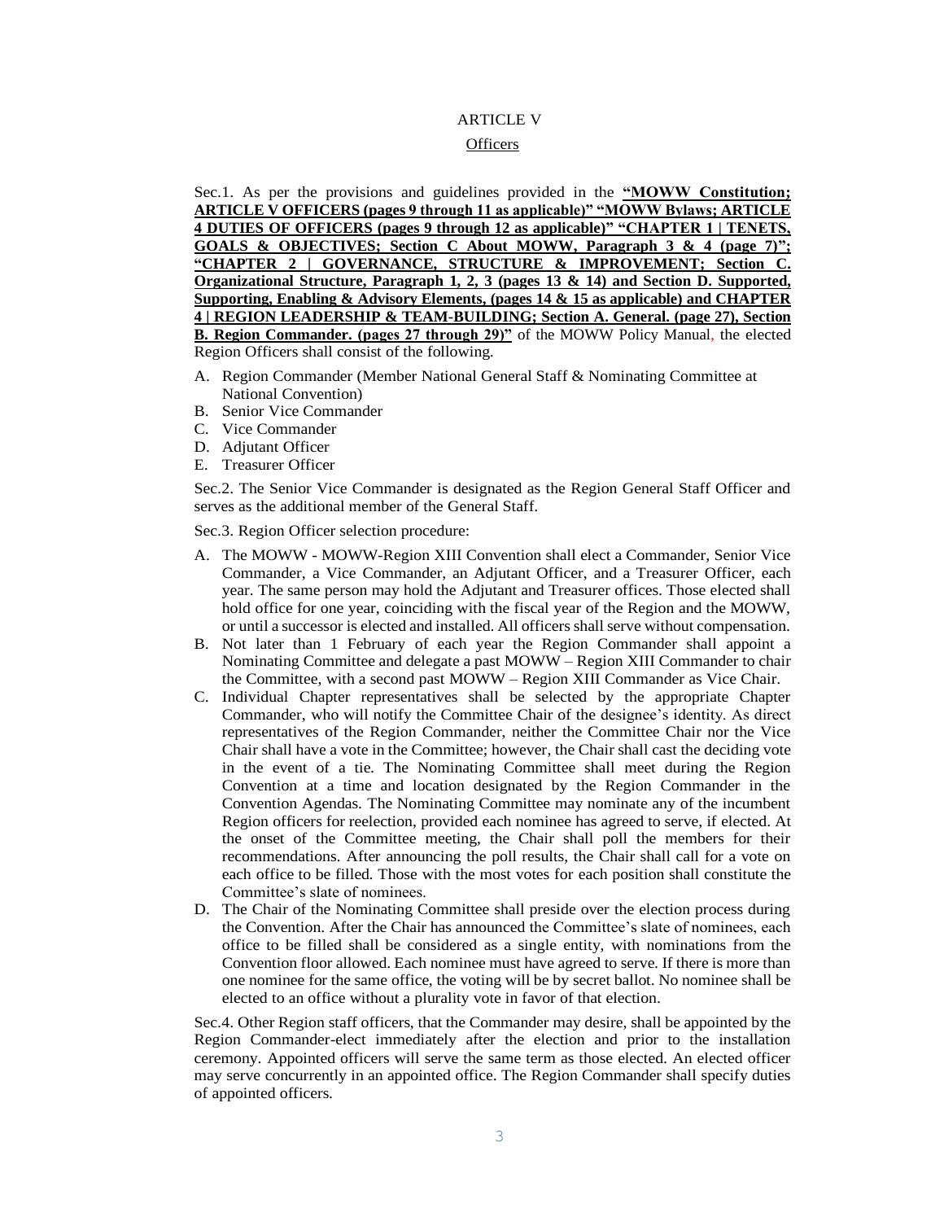## ARTICLE V

## Officers

Sec.1. As per the provisions and guidelines provided in the **"MOWW Constitution; ARTICLE V OFFICERS (pages 9 through 11 as applicable)" "MOWW Bylaws; ARTICLE 4 DUTIES OF OFFICERS (pages 9 through 12 as applicable)" "CHAPTER 1 | TENETS, GOALS & OBJECTIVES; Section C About MOWW, Paragraph 3 & 4 (page 7)"; "CHAPTER 2 | GOVERNANCE, STRUCTURE & IMPROVEMENT; Section C. Organizational Structure, Paragraph 1, 2, 3 (pages 13 & 14) and Section D. Supported, Supporting, Enabling & Advisory Elements, (pages 14 & 15 as applicable) and CHAPTER 4 | REGION LEADERSHIP & TEAM-BUILDING; Section A. General. (page 27), Section B. Region Commander. (pages 27 through 29)"** of the MOWW Policy Manual, the elected Region Officers shall consist of the following.

A. Region Commander (Member National General Staff & Nominating Committee at National Convention)
B. Senior Vice Commander
C. Vice Commander
D. Adjutant Officer
E. Treasurer Officer

Sec.2. The Senior Vice Commander is designated as the Region General Staff Officer and serves as the additional member of the General Staff.

Sec.3. Region Officer selection procedure:

A. The MOWW - MOWW-Region XIII Convention shall elect a Commander, Senior Vice Commander, a Vice Commander, an Adjutant Officer, and a Treasurer Officer, each year. The same person may hold the Adjutant and Treasurer offices. Those elected shall hold office for one year, coinciding with the fiscal year of the Region and the MOWW, or until a successor is elected and installed. All officers shall serve without compensation.
B. Not later than 1 February of each year the Region Commander shall appoint a Nominating Committee and delegate a past MOWW – Region XIII Commander to chair the Committee, with a second past MOWW – Region XIII Commander as Vice Chair.
C. Individual Chapter representatives shall be selected by the appropriate Chapter Commander, who will notify the Committee Chair of the designee's identity. As direct representatives of the Region Commander, neither the Committee Chair nor the Vice Chair shall have a vote in the Committee; however, the Chair shall cast the deciding vote in the event of a tie. The Nominating Committee shall meet during the Region Convention at a time and location designated by the Region Commander in the Convention Agendas. The Nominating Committee may nominate any of the incumbent Region officers for reelection, provided each nominee has agreed to serve, if elected. At the onset of the Committee meeting, the Chair shall poll the members for their recommendations. After announcing the poll results, the Chair shall call for a vote on each office to be filled. Those with the most votes for each position shall constitute the Committee's slate of nominees.
D. The Chair of the Nominating Committee shall preside over the election process during the Convention. After the Chair has announced the Committee's slate of nominees, each office to be filled shall be considered as a single entity, with nominations from the Convention floor allowed. Each nominee must have agreed to serve. If there is more than one nominee for the same office, the voting will be by secret ballot. No nominee shall be elected to an office without a plurality vote in favor of that election.

Sec.4. Other Region staff officers, that the Commander may desire, shall be appointed by the Region Commander-elect immediately after the election and prior to the installation ceremony. Appointed officers will serve the same term as those elected. An elected officer may serve concurrently in an appointed office. The Region Commander shall specify duties of appointed officers.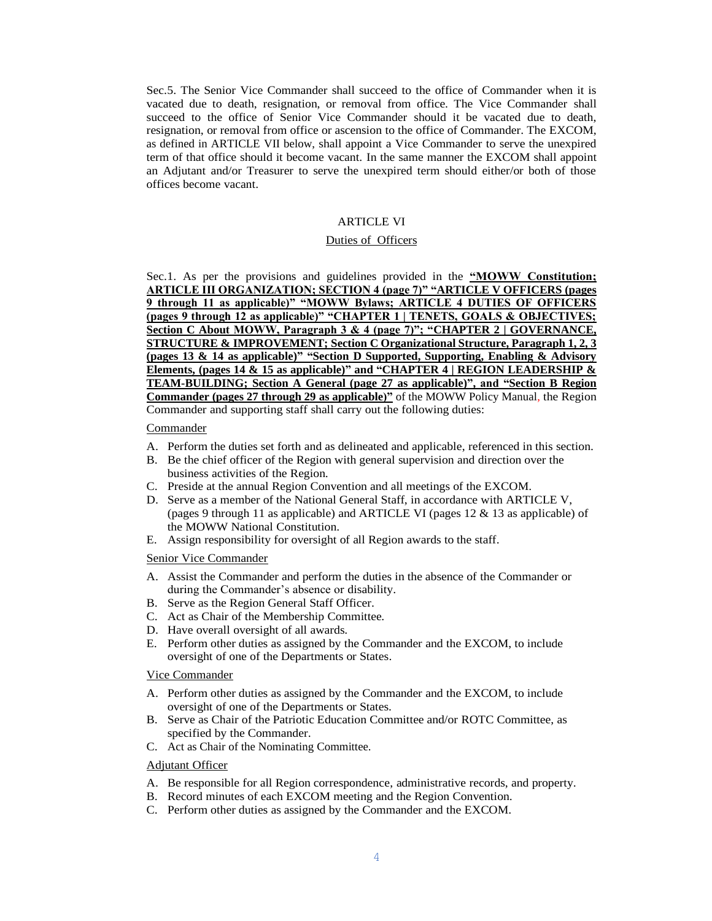Sec.5. The Senior Vice Commander shall succeed to the office of Commander when it is vacated due to death, resignation, or removal from office. The Vice Commander shall succeed to the office of Senior Vice Commander should it be vacated due to death, resignation, or removal from office or ascension to the office of Commander. The EXCOM, as defined in ARTICLE VII below, shall appoint a Vice Commander to serve the unexpired term of that office should it become vacant. In the same manner the EXCOM shall appoint an Adjutant and/or Treasurer to serve the unexpired term should either/or both of those offices become vacant.

## ARTICLE VI

### Duties of Officers

Sec.1. As per the provisions and guidelines provided in the **"MOWW Constitution; ARTICLE III ORGANIZATION; SECTION 4 (page 7)" "ARTICLE V OFFICERS (pages 9 through 11 as applicable)" "MOWW Bylaws; ARTICLE 4 DUTIES OF OFFICERS (pages 9 through 12 as applicable)" "CHAPTER 1 | TENETS, GOALS & OBJECTIVES; Section C About MOWW, Paragraph 3 & 4 (page 7)"; "CHAPTER 2 | GOVERNANCE, STRUCTURE & IMPROVEMENT; Section C Organizational Structure, Paragraph 1, 2, 3 (pages 13 & 14 as applicable)" "Section D Supported, Supporting, Enabling & Advisory Elements, (pages 14 & 15 as applicable)" and "CHAPTER 4 | REGION LEADERSHIP & TEAM-BUILDING; Section A General (page 27 as applicable)", and "Section B Region Commander (pages 27 through 29 as applicable)"** of the MOWW Policy Manual, the Region Commander and supporting staff shall carry out the following duties:

Commander

A. Perform the duties set forth and as delineated and applicable, referenced in this section.
B. Be the chief officer of the Region with general supervision and direction over the business activities of the Region.
C. Preside at the annual Region Convention and all meetings of the EXCOM.
D. Serve as a member of the National General Staff, in accordance with ARTICLE V, (pages 9 through 11 as applicable) and ARTICLE VI (pages 12 & 13 as applicable) of the MOWW National Constitution.
E. Assign responsibility for oversight of all Region awards to the staff.

Senior Vice Commander

A. Assist the Commander and perform the duties in the absence of the Commander or during the Commander's absence or disability.
B. Serve as the Region General Staff Officer.
C. Act as Chair of the Membership Committee.
D. Have overall oversight of all awards.
E. Perform other duties as assigned by the Commander and the EXCOM, to include oversight of one of the Departments or States.

Vice Commander

A. Perform other duties as assigned by the Commander and the EXCOM, to include oversight of one of the Departments or States.
B. Serve as Chair of the Patriotic Education Committee and/or ROTC Committee, as specified by the Commander.
C. Act as Chair of the Nominating Committee.

Adjutant Officer

A. Be responsible for all Region correspondence, administrative records, and property.
B. Record minutes of each EXCOM meeting and the Region Convention.
C. Perform other duties as assigned by the Commander and the EXCOM.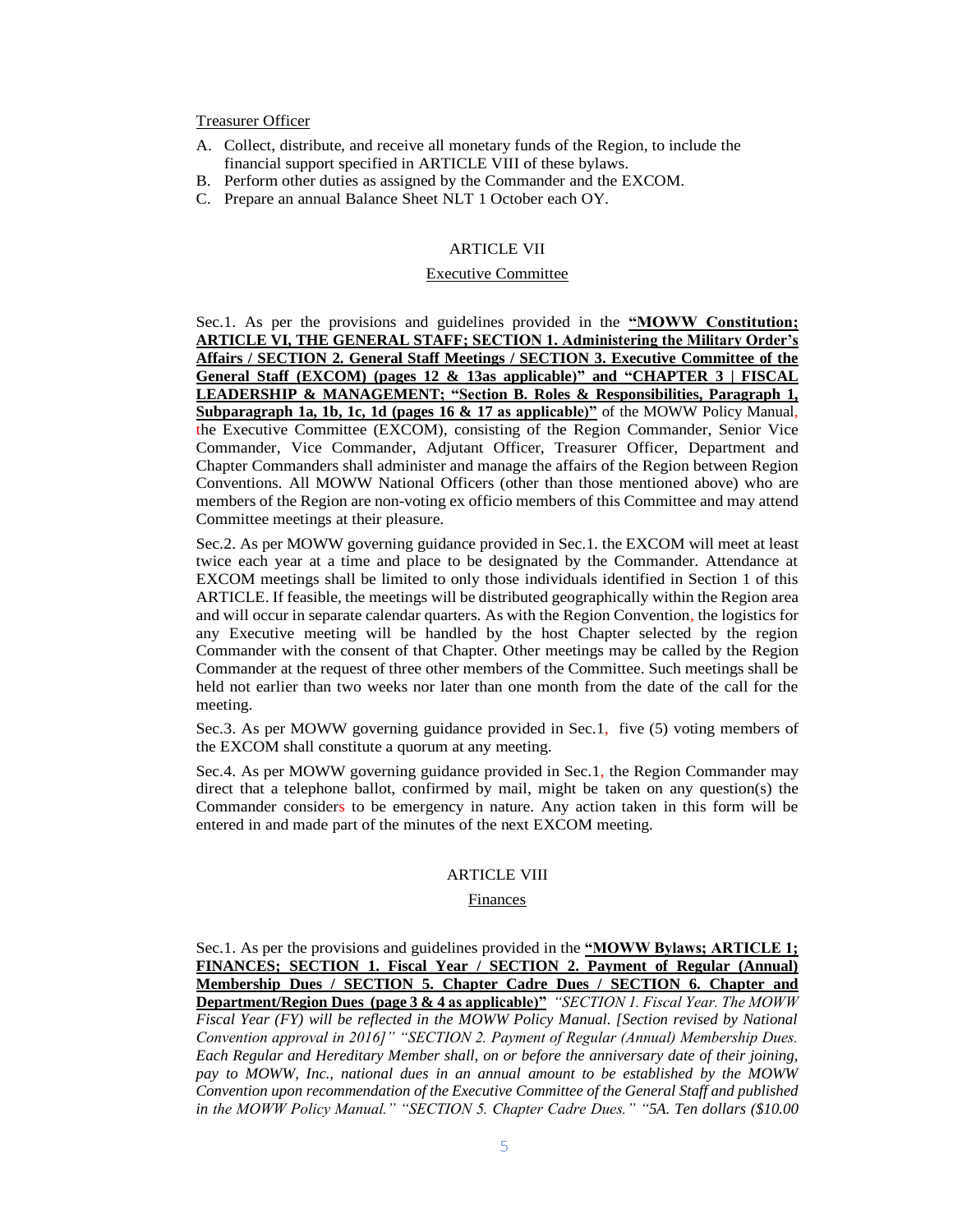Treasurer Officer

A. Collect, distribute, and receive all monetary funds of the Region, to include the financial support specified in ARTICLE VIII of these bylaws.
B. Perform other duties as assigned by the Commander and the EXCOM.
C. Prepare an annual Balance Sheet NLT 1 October each OY.

ARTICLE VII

Executive Committee

Sec.1. As per the provisions and guidelines provided in the **"MOWW Constitution; ARTICLE VI, THE GENERAL STAFF; SECTION 1. Administering the Military Order's Affairs / SECTION 2. General Staff Meetings / SECTION 3. Executive Committee of the General Staff (EXCOM) (pages 12 & 13as applicable)" and "CHAPTER 3 | FISCAL LEADERSHIP & MANAGEMENT; "Section B. Roles & Responsibilities, Paragraph 1, Subparagraph 1a, 1b, 1c, 1d (pages 16 & 17 as applicable)"** of the MOWW Policy Manual, the Executive Committee (EXCOM), consisting of the Region Commander, Senior Vice Commander, Vice Commander, Adjutant Officer, Treasurer Officer, Department and Chapter Commanders shall administer and manage the affairs of the Region between Region Conventions. All MOWW National Officers (other than those mentioned above) who are members of the Region are non-voting ex officio members of this Committee and may attend Committee meetings at their pleasure.

Sec.2. As per MOWW governing guidance provided in Sec.1. the EXCOM will meet at least twice each year at a time and place to be designated by the Commander. Attendance at EXCOM meetings shall be limited to only those individuals identified in Section 1 of this ARTICLE. If feasible, the meetings will be distributed geographically within the Region area and will occur in separate calendar quarters. As with the Region Convention, the logistics for any Executive meeting will be handled by the host Chapter selected by the region Commander with the consent of that Chapter. Other meetings may be called by the Region Commander at the request of three other members of the Committee. Such meetings shall be held not earlier than two weeks nor later than one month from the date of the call for the meeting.

Sec.3. As per MOWW governing guidance provided in Sec.1, five (5) voting members of the EXCOM shall constitute a quorum at any meeting.

Sec.4. As per MOWW governing guidance provided in Sec.1, the Region Commander may direct that a telephone ballot, confirmed by mail, might be taken on any question(s) the Commander considers to be emergency in nature. Any action taken in this form will be entered in and made part of the minutes of the next EXCOM meeting.

ARTICLE VIII

Finances

Sec.1. As per the provisions and guidelines provided in the **"MOWW Bylaws; ARTICLE 1; FINANCES; SECTION 1. Fiscal Year / SECTION 2. Payment of Regular (Annual) Membership Dues / SECTION 5. Chapter Cadre Dues / SECTION 6. Chapter and Department/Region Dues (page 3 & 4 as applicable)"** *"SECTION 1. Fiscal Year. The MOWW Fiscal Year (FY) will be reflected in the MOWW Policy Manual. [Section revised by National Convention approval in 2016]" "SECTION 2. Payment of Regular (Annual) Membership Dues. Each Regular and Hereditary Member shall, on or before the anniversary date of their joining, pay to MOWW, Inc., national dues in an annual amount to be established by the MOWW Convention upon recommendation of the Executive Committee of the General Staff and published in the MOWW Policy Manual." "SECTION 5. Chapter Cadre Dues." "5A. Ten dollars ($10.00*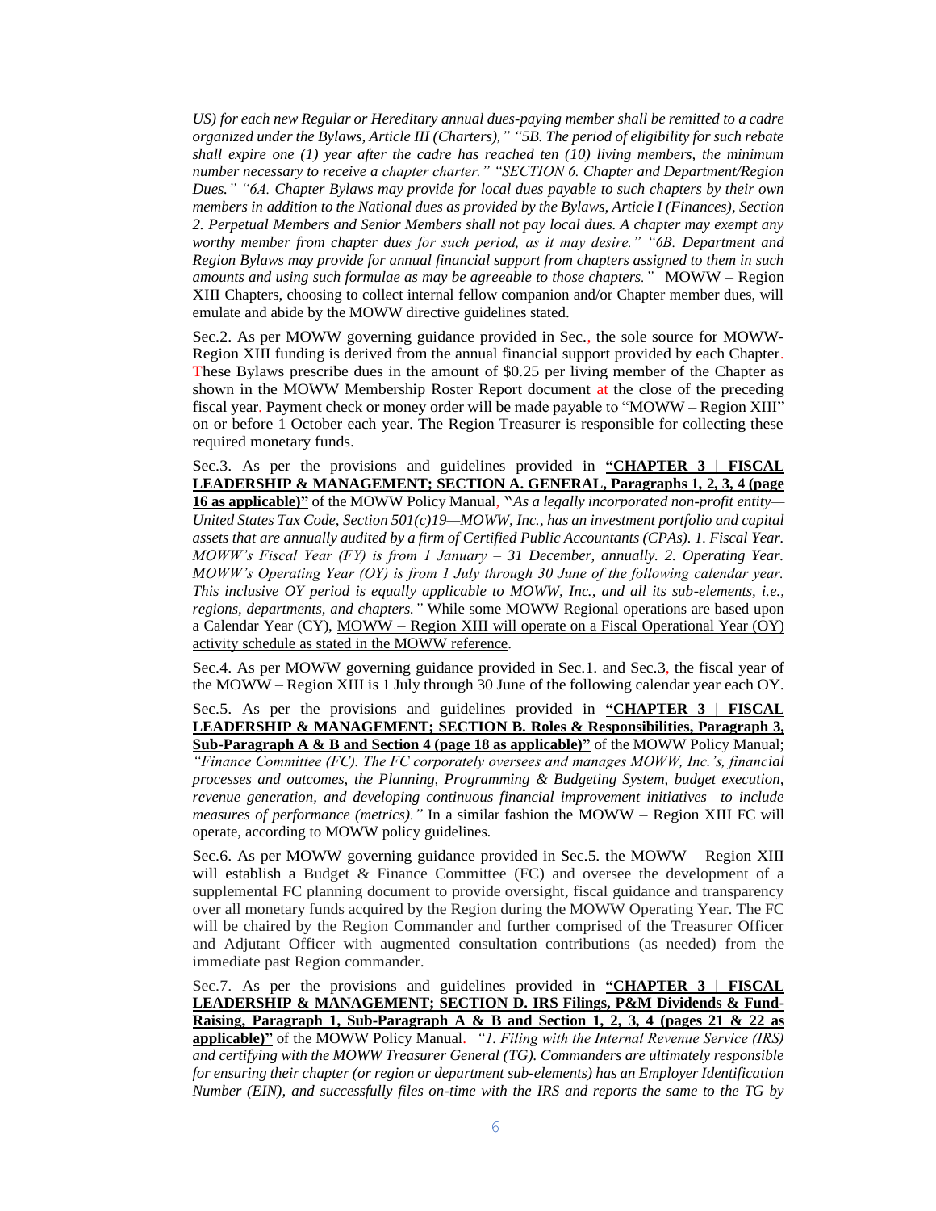*US) for each new Regular or Hereditary annual dues-paying member shall be remitted to a cadre organized under the Bylaws, Article III (Charters)," "5B. The period of eligibility for such rebate shall expire one (1) year after the cadre has reached ten (10) living members, the minimum number necessary to receive a chapter charter." "SECTION 6. Chapter and Department/Region Dues." "6A. Chapter Bylaws may provide for local dues payable to such chapters by their own members in addition to the National dues as provided by the Bylaws, Article I (Finances), Section 2. Perpetual Members and Senior Members shall not pay local dues. A chapter may exempt any worthy member from chapter dues for such period, as it may desire." "6B. Department and Region Bylaws may provide for annual financial support from chapters assigned to them in such amounts and using such formulae as may be agreeable to those chapters."* MOWW – Region XIII Chapters, choosing to collect internal fellow companion and/or Chapter member dues, will emulate and abide by the MOWW directive guidelines stated.

Sec.2. As per MOWW governing guidance provided in Sec., the sole source for MOWW-Region XIII funding is derived from the annual financial support provided by each Chapter. These Bylaws prescribe dues in the amount of $0.25 per living member of the Chapter as shown in the MOWW Membership Roster Report document at the close of the preceding fiscal year. Payment check or money order will be made payable to "MOWW – Region XIII" on or before 1 October each year. The Region Treasurer is responsible for collecting these required monetary funds.

Sec.3. As per the provisions and guidelines provided in **"CHAPTER 3 | FISCAL LEADERSHIP & MANAGEMENT; SECTION A. GENERAL, Paragraphs 1, 2, 3, 4 (page 16 as applicable)"** of the MOWW Policy Manual, "*As a legally incorporated non-profit entity—United States Tax Code, Section 501(c)19—MOWW, Inc., has an investment portfolio and capital assets that are annually audited by a firm of Certified Public Accountants (CPAs). 1. Fiscal Year. MOWW's Fiscal Year (FY) is from 1 January – 31 December, annually. 2. Operating Year. MOWW's Operating Year (OY) is from 1 July through 30 June of the following calendar year. This inclusive OY period is equally applicable to MOWW, Inc., and all its sub-elements, i.e., regions, departments, and chapters."* While some MOWW Regional operations are based upon a Calendar Year (CY), MOWW – Region XIII will operate on a Fiscal Operational Year (OY) activity schedule as stated in the MOWW reference.

Sec.4. As per MOWW governing guidance provided in Sec.1. and Sec.3, the fiscal year of the MOWW – Region XIII is 1 July through 30 June of the following calendar year each OY.

Sec.5. As per the provisions and guidelines provided in **"CHAPTER 3 | FISCAL LEADERSHIP & MANAGEMENT; SECTION B. Roles & Responsibilities, Paragraph 3, Sub-Paragraph A & B and Section 4 (page 18 as applicable)"** of the MOWW Policy Manual; *"Finance Committee (FC). The FC corporately oversees and manages MOWW, Inc.'s, financial processes and outcomes, the Planning, Programming & Budgeting System, budget execution, revenue generation, and developing continuous financial improvement initiatives—to include measures of performance (metrics)."* In a similar fashion the MOWW – Region XIII FC will operate, according to MOWW policy guidelines.

Sec.6. As per MOWW governing guidance provided in Sec.5. the MOWW – Region XIII will establish a Budget & Finance Committee (FC) and oversee the development of a supplemental FC planning document to provide oversight, fiscal guidance and transparency over all monetary funds acquired by the Region during the MOWW Operating Year. The FC will be chaired by the Region Commander and further comprised of the Treasurer Officer and Adjutant Officer with augmented consultation contributions (as needed) from the immediate past Region commander.

Sec.7. As per the provisions and guidelines provided in **"CHAPTER 3 | FISCAL LEADERSHIP & MANAGEMENT; SECTION D. IRS Filings, P&M Dividends & Fund-Raising, Paragraph 1, Sub-Paragraph A & B and Section 1, 2, 3, 4 (pages 21 & 22 as applicable)"** of the MOWW Policy Manual. *"1. Filing with the Internal Revenue Service (IRS) and certifying with the MOWW Treasurer General (TG). Commanders are ultimately responsible for ensuring their chapter (or region or department sub-elements) has an Employer Identification Number (EIN), and successfully files on-time with the IRS and reports the same to the TG by*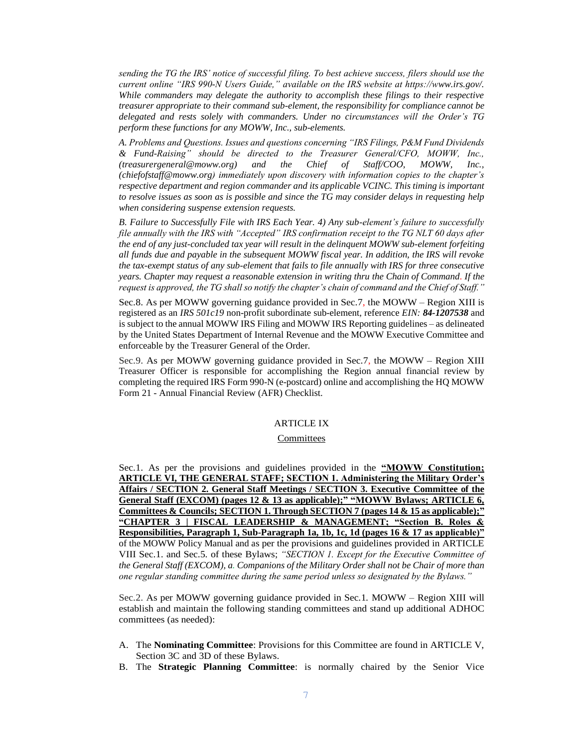*sending the TG the IRS' notice of successful filing. To best achieve success, filers should use the current online "IRS 990-N Users Guide," available on the IRS website at https://www.irs.gov/. While commanders may delegate the authority to accomplish these filings to their respective treasurer appropriate to their command sub-element, the responsibility for compliance cannot be delegated and rests solely with commanders. Under no circumstances will the Order's TG perform these functions for any MOWW, Inc., sub-elements.*

*A. Problems and Questions. Issues and questions concerning "IRS Filings, P&M Fund Dividends & Fund-Raising" should be directed to the Treasurer General/CFO, MOWW, Inc., (treasurergeneral@moww.org) and the Chief of Staff/COO, MOWW, Inc., (chiefofstaff@moww.org) immediately upon discovery with information copies to the chapter's respective department and region commander and its applicable VCINC. This timing is important to resolve issues as soon as is possible and since the TG may consider delays in requesting help when considering suspense extension requests.*

*B. Failure to Successfully File with IRS Each Year. 4) Any sub-element's failure to successfully file annually with the IRS with "Accepted" IRS confirmation receipt to the TG NLT 60 days after the end of any just-concluded tax year will result in the delinquent MOWW sub-element forfeiting all funds due and payable in the subsequent MOWW fiscal year. In addition, the IRS will revoke the tax-exempt status of any sub-element that fails to file annually with IRS for three consecutive years. Chapter may request a reasonable extension in writing thru the Chain of Command. If the request is approved, the TG shall so notify the chapter's chain of command and the Chief of Staff."*

Sec.8. As per MOWW governing guidance provided in Sec.7, the MOWW – Region XIII is registered as an *IRS 501c19* non-profit subordinate sub-element, reference *EIN: **84-1207538*** and is subject to the annual MOWW IRS Filing and MOWW IRS Reporting guidelines – as delineated by the United States Department of Internal Revenue and the MOWW Executive Committee and enforceable by the Treasurer General of the Order.

Sec.9. As per MOWW governing guidance provided in Sec.7, the MOWW – Region XIII Treasurer Officer is responsible for accomplishing the Region annual financial review by completing the required IRS Form 990-N (e-postcard) online and accomplishing the HQ MOWW Form 21 - Annual Financial Review (AFR) Checklist.

## ARTICLE IX

### Committees

Sec.1. As per the provisions and guidelines provided in the **"MOWW Constitution; ARTICLE VI, THE GENERAL STAFF; SECTION 1. Administering the Military Order's Affairs / SECTION 2. General Staff Meetings / SECTION 3. Executive Committee of the General Staff (EXCOM) (pages 12 & 13 as applicable);" "MOWW Bylaws; ARTICLE 6, Committees & Councils; SECTION 1. Through SECTION 7 (pages 14 & 15 as applicable);" "CHAPTER 3 | FISCAL LEADERSHIP & MANAGEMENT; "Section B. Roles & Responsibilities, Paragraph 1, Sub-Paragraph 1a, 1b, 1c, 1d (pages 16 & 17 as applicable)"** of the MOWW Policy Manual and as per the provisions and guidelines provided in ARTICLE VIII Sec.1. and Sec.5. of these Bylaws; *"SECTION 1. Except for the Executive Committee of the General Staff (EXCOM), a. Companions of the Military Order shall not be Chair of more than one regular standing committee during the same period unless so designated by the Bylaws."*

Sec.2. As per MOWW governing guidance provided in Sec.1. MOWW – Region XIII will establish and maintain the following standing committees and stand up additional ADHOC committees (as needed):

A. The **Nominating Committee**: Provisions for this Committee are found in ARTICLE V, Section 3C and 3D of these Bylaws.
B. The **Strategic Planning Committee**: is normally chaired by the Senior Vice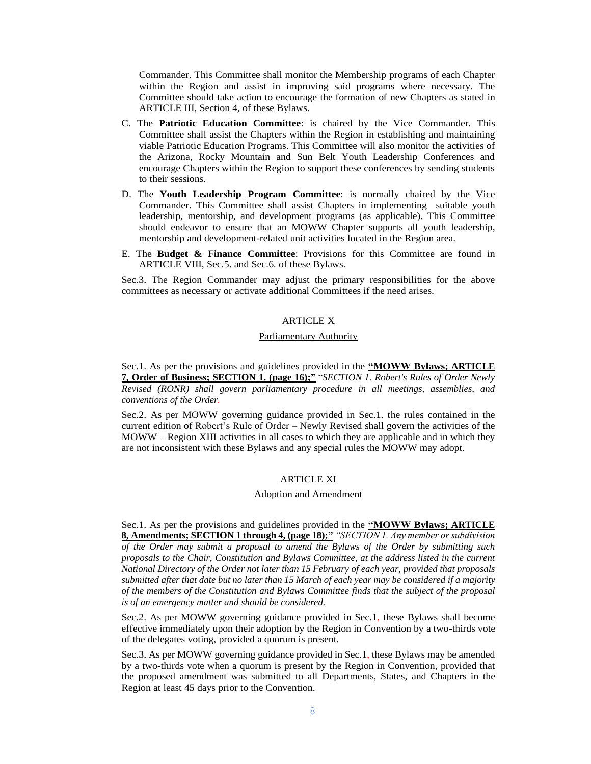Commander. This Committee shall monitor the Membership programs of each Chapter within the Region and assist in improving said programs where necessary. The Committee should take action to encourage the formation of new Chapters as stated in ARTICLE III, Section 4, of these Bylaws.

C. The **Patriotic Education Committee**: is chaired by the Vice Commander. This Committee shall assist the Chapters within the Region in establishing and maintaining viable Patriotic Education Programs. This Committee will also monitor the activities of the Arizona, Rocky Mountain and Sun Belt Youth Leadership Conferences and encourage Chapters within the Region to support these conferences by sending students to their sessions.

D. The **Youth Leadership Program Committee**: is normally chaired by the Vice Commander. This Committee shall assist Chapters in implementing suitable youth leadership, mentorship, and development programs (as applicable). This Committee should endeavor to ensure that an MOWW Chapter supports all youth leadership, mentorship and development-related unit activities located in the Region area.

E. The **Budget & Finance Committee**: Provisions for this Committee are found in ARTICLE VIII, Sec.5. and Sec.6. of these Bylaws.

Sec.3. The Region Commander may adjust the primary responsibilities for the above committees as necessary or activate additional Committees if the need arises.

## ARTICLE X

### Parliamentary Authority

Sec.1. As per the provisions and guidelines provided in the **"MOWW Bylaws; ARTICLE 7, Order of Business; SECTION 1. (page 16);"** "*SECTION 1. Robert's Rules of Order Newly Revised (RONR) shall govern parliamentary procedure in all meetings, assemblies, and conventions of the Order.*

Sec.2. As per MOWW governing guidance provided in Sec.1. the rules contained in the current edition of Robert's Rule of Order – Newly Revised shall govern the activities of the MOWW – Region XIII activities in all cases to which they are applicable and in which they are not inconsistent with these Bylaws and any special rules the MOWW may adopt.

## ARTICLE XI

### Adoption and Amendment

Sec.1. As per the provisions and guidelines provided in the **"MOWW Bylaws; ARTICLE 8, Amendments; SECTION 1 through 4, (page 18);"** *"SECTION 1. Any member or subdivision of the Order may submit a proposal to amend the Bylaws of the Order by submitting such proposals to the Chair, Constitution and Bylaws Committee, at the address listed in the current National Directory of the Order not later than 15 February of each year, provided that proposals submitted after that date but no later than 15 March of each year may be considered if a majority of the members of the Constitution and Bylaws Committee finds that the subject of the proposal is of an emergency matter and should be considered.*

Sec.2. As per MOWW governing guidance provided in Sec.1, these Bylaws shall become effective immediately upon their adoption by the Region in Convention by a two-thirds vote of the delegates voting, provided a quorum is present.

Sec.3. As per MOWW governing guidance provided in Sec.1, these Bylaws may be amended by a two-thirds vote when a quorum is present by the Region in Convention, provided that the proposed amendment was submitted to all Departments, States, and Chapters in the Region at least 45 days prior to the Convention.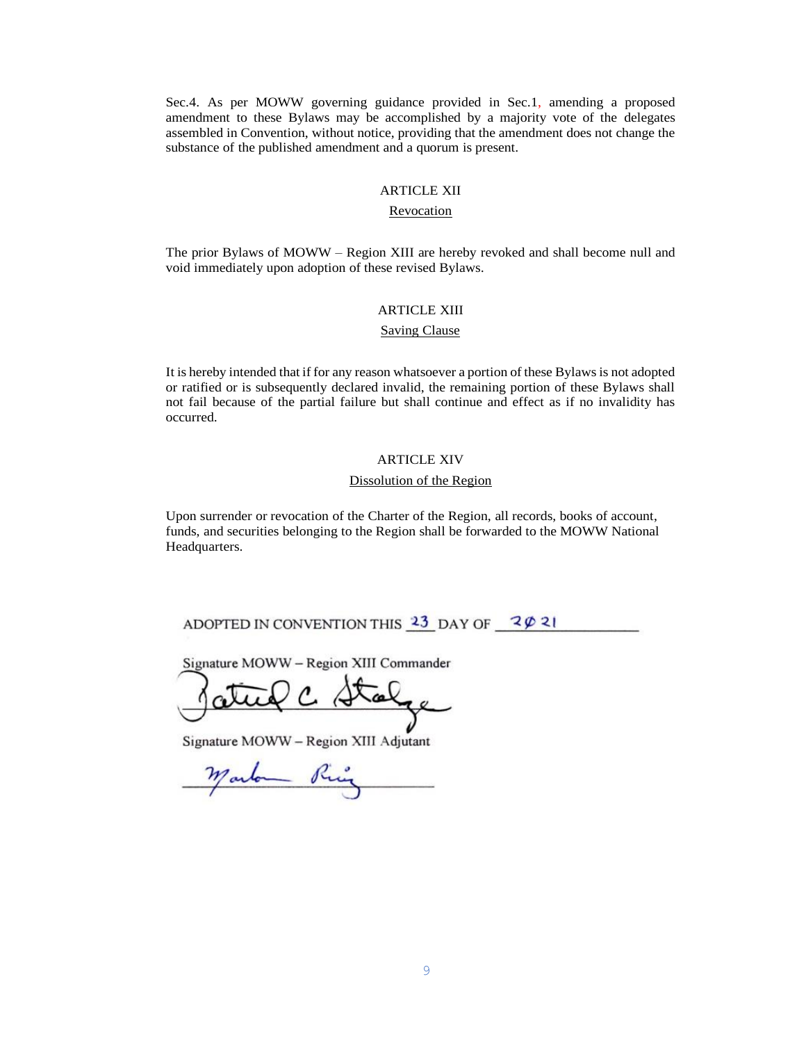Sec.4. As per MOWW governing guidance provided in Sec.1, amending a proposed amendment to these Bylaws may be accomplished by a majority vote of the delegates assembled in Convention, without notice, providing that the amendment does not change the substance of the published amendment and a quorum is present.

## ARTICLE XII

### Revocation

The prior Bylaws of MOWW – Region XIII are hereby revoked and shall become null and void immediately upon adoption of these revised Bylaws.

## ARTICLE XIII

### Saving Clause

It is hereby intended that if for any reason whatsoever a portion of these Bylaws is not adopted or ratified or is subsequently declared invalid, the remaining portion of these Bylaws shall not fail because of the partial failure but shall continue and effect as if no invalidity has occurred.

## ARTICLE XIV

### Dissolution of the Region

Upon surrender or revocation of the Charter of the Region, all records, books of account, funds, and securities belonging to the Region shall be forwarded to the MOWW National Headquarters.

ADOPTED IN CONVENTION THIS 23 DAY OF 2021

Signature MOWW – Region XIII Commander

Patrick C. Stalye

Signature MOWW – Region XIII Adjutant

Marlon Ruiz